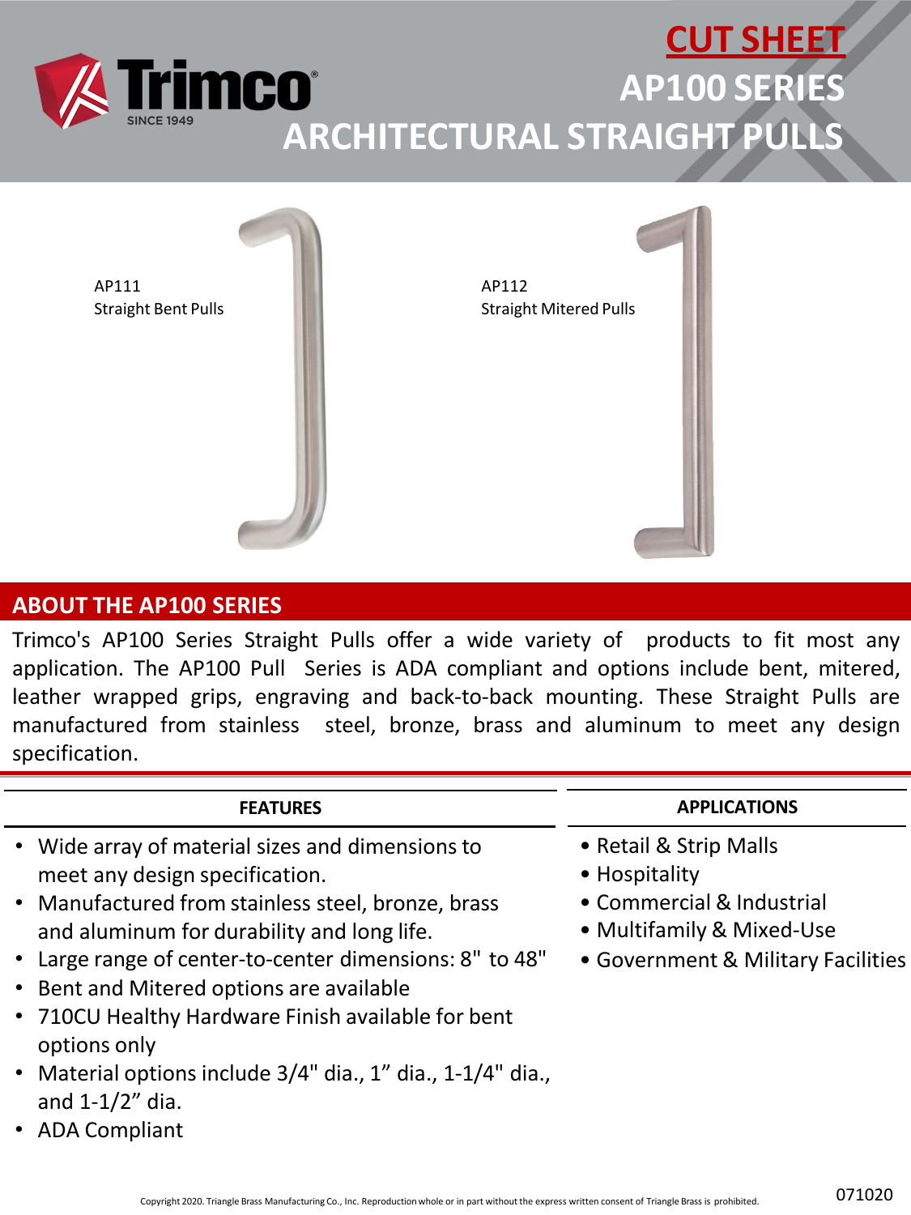# CUT SHEET
# AP100 SERIES
# ARCHITECTURAL STRAIGHT PULLS

Trimco® SINCE 1949

AP111
Straight Bent Pulls

AP112
Straight Mitered Pulls

## ABOUT THE AP100 SERIES

Trimco's AP100 Series Straight Pulls offer a wide variety of products to fit most any application. The AP100 Pull Series is ADA compliant and options include bent, mitered, leather wrapped grips, engraving and back-to-back mounting. These Straight Pulls are manufactured from stainless steel, bronze, brass and aluminum to meet any design specification.

### FEATURES

- Wide array of material sizes and dimensions to meet any design specification.
- Manufactured from stainless steel, bronze, brass and aluminum for durability and long life.
- Large range of center-to-center dimensions: 8" to 48"
- Bent and Mitered options are available
- 710CU Healthy Hardware Finish available for bent options only
- Material options include 3/4" dia., 1" dia., 1-1/4" dia., and 1-1/2" dia.
- ADA Compliant

### APPLICATIONS

- Retail & Strip Malls
- Hospitality
- Commercial & Industrial
- Multifamily & Mixed-Use
- Government & Military Facilities

Copyright 2020. Triangle Brass Manufacturing Co., Inc. Reproduction whole or in part without the express written consent of Triangle Brass is prohibited.

071020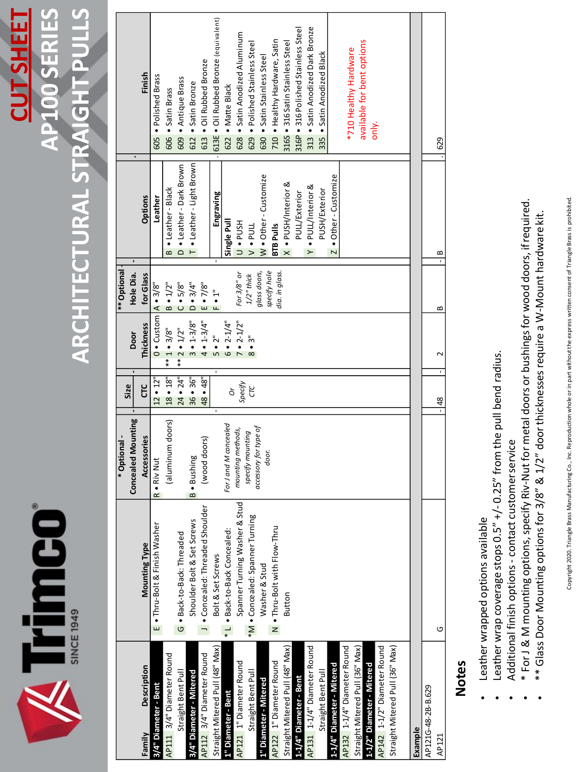# CUT SHEET

# AP100 SERIES

# ARCHITECTURAL STRAIGHT PULLS

Trimco® SINCE 1949

| Family | Description | | Mounting Type | - | * Optional - Concealed Mounting Accessories | - | Size CTC | - | Door Thickness | | ** Optional - Hole Dia. for Glass | - | Options | - | Finish |
|---|---|---|---|---|---|---|---|---|---|---|---|---|---|---|---|
| **3/4" Diameter - Bent** | | | | | | | | | | | | | | | |
| AP111 | 3/4" Diameter Round Straight Bent Pull | E | • Thru-Bolt & Finish Washer | R | • Riv Nut (aluminum doors) | | 12 • 12" | | 0 • Custom | A | • 3/8" | | **Leather** | 605 | • Polished Brass |
| **3/4" Diameter - Mitered** | | G | • Back-to-Back: Threaded Shoulder Bolt & Set Screws | B | • Bushing (wood doors) | | 18 • 18" | ** | 1 • 3/8" | B | • 1/2" | B | • Leather - Black | 606 | • Satin Brass |
| AP112 | 3/4" Diameter Round Straight Mitered Pull (48" Max) | J | • Concealed: Threaded Shoulder Bolt & Set Screws | | *For J and M concealed mounting methods, specify mounting accessory for type of door.* | | 24 • 24" | ** | 2 • 1/2" | C | • 5/8" | D | • Leather - Dark Brown | 609 | • Antique Brass |
| **1" Diameter - Bent** | | * L | • Back-to-Back Concealed: Spanner Turning Washer & Stud | | | | 36 • 36" | | 3 • 1-3/8" | D | • 3/4" | T | • Leather - Light Brown | 612 | • Satin Bronze |
| AP121 | 1" Diameter Round Straight Bent Pull | *M | • Concealed: Spanner Turning Washer & Stud | | | | 48 • 48" | | 4 • 1-3/4" | E | • 7/8" | | **Engraving** | 613 | • Oil Rubbed Bronze |
| **1" Diameter - Mitered** | | N | • Thru-Bolt with Flow-Thru Button | | | | *Or Specify CTC* | | 5 • 2" | F | • 1" | | **Single Pull** | 613E | • Oil Rubbed Bronze (equivalent) |
| AP122 | 1" Diameter Round Straight Mitered Pull (48" Max) | | | | | | | | 6 • 2-1/4" | | *For 3/8" or 1/2" thick glass doors, specify hole dia. in glass.* | U | • PUSH | 622 | • Matte Black |
| **1-1/4" Diameter - Bent** | | | | | | | | | 7 • 2-1/2" | | | V | • PULL | 628 | • Satin Anodized Aluminum |
| AP131 | 1-1/4" Diameter Round Straight Bent Pull | | | | | | | | 8 • 3" | | | W | • Other - Customize | 629 | • Polished Stainless Steel |
| **1-1/4" Diameter - Mitered** | | | | | | | | | | | | | **BTB Pulls** | 630 | • Satin Stainless Steel |
| AP132 | 1-1/4" Diameter Round Straight Mitered Pull (36" Max) | | | | | | | | | | | X | • PUSH/Interior & PULL/Exterior | 710 | • Healthy Hardware, Satin |
| **1-1/2" Diameter - Mitered** | | | | | | | | | | | | Y | • PULL/Interior & PUSH/Exterior | 316S | • 316 Satin Stainless Steel |
| AP142 | 1-1/2" Diameter Round Straight Mitered Pull (36" Max) | | | | | | | | | | | Z | • Other - Customize | 316P | • 316 Polished Stainless Steel |
| | | | | | | | | | | | | | | 313 | • Satin Anodized Dark Bronze |
| | | | | | | | | | | | | | | 335 | • Satin Anodized Black |
| | | | | | | | | | | | | | | | *710 Healthy Hardware available for bent options only. |
| **Example** | | | | | | | | | | | | | | | |
| AP121G-48-2B-B.629 | | | | | | | | | | | | | | | |
| AP121 | | G | | | | - | 48 | - | 2 | | B | - | B | . | 629 |

## Notes

- Leather wrapped options available
- Leather wrap coverage stops 0.5" +/- 0.25" from the pull bend radius.
- Additional finish options - contact customer service
- * For J & M mounting options, specify Riv-Nut for metal doors or bushings for wood doors, if required.
- ** Glass Door Mounting options for 3/8" & 1/2" door thicknesses require a W-Mount hardware kit.

Copyright 2020. Triangle Brass Manufacturing Co., Inc. Reproduction whole or in part without the express written consent of Triangle Brass is prohibited.